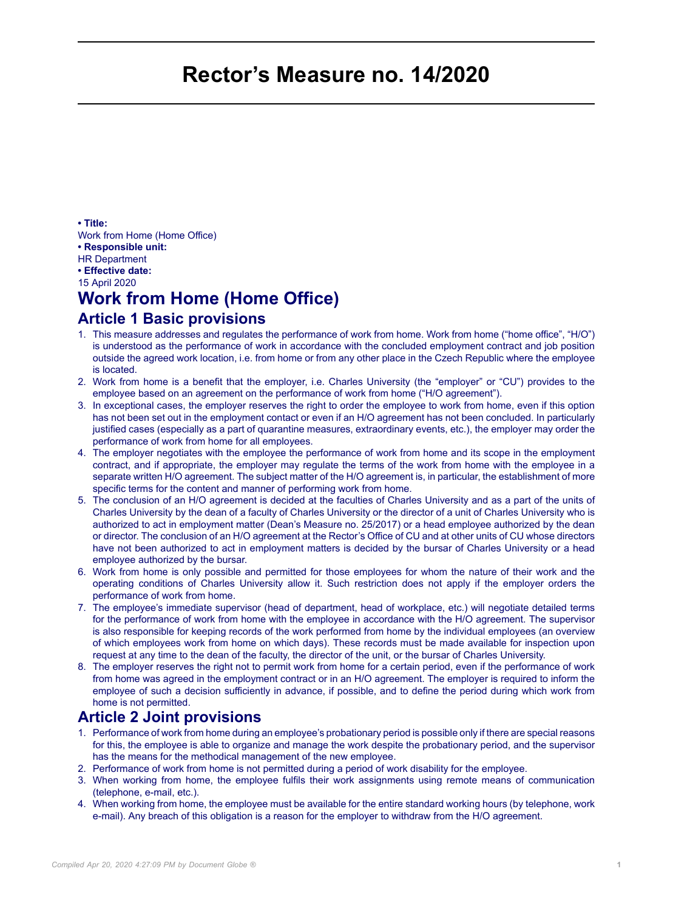# Rector's Measure no. 14/2020

**• Title:**
Work from Home (Home Office)
**• Responsible unit:**
HR Department
**• Effective date:**
15 April 2020

# Work from Home (Home Office)

## Article 1 Basic provisions

1. This measure addresses and regulates the performance of work from home. Work from home ("home office", "H/O") is understood as the performance of work in accordance with the concluded employment contract and job position outside the agreed work location, i.e. from home or from any other place in the Czech Republic where the employee is located.
2. Work from home is a benefit that the employer, i.e. Charles University (the "employer" or "CU") provides to the employee based on an agreement on the performance of work from home ("H/O agreement").
3. In exceptional cases, the employer reserves the right to order the employee to work from home, even if this option has not been set out in the employment contact or even if an H/O agreement has not been concluded. In particularly justified cases (especially as a part of quarantine measures, extraordinary events, etc.), the employer may order the performance of work from home for all employees.
4. The employer negotiates with the employee the performance of work from home and its scope in the employment contract, and if appropriate, the employer may regulate the terms of the work from home with the employee in a separate written H/O agreement. The subject matter of the H/O agreement is, in particular, the establishment of more specific terms for the content and manner of performing work from home.
5. The conclusion of an H/O agreement is decided at the faculties of Charles University and as a part of the units of Charles University by the dean of a faculty of Charles University or the director of a unit of Charles University who is authorized to act in employment matter (Dean's Measure no. 25/2017) or a head employee authorized by the dean or director. The conclusion of an H/O agreement at the Rector's Office of CU and at other units of CU whose directors have not been authorized to act in employment matters is decided by the bursar of Charles University or a head employee authorized by the bursar.
6. Work from home is only possible and permitted for those employees for whom the nature of their work and the operating conditions of Charles University allow it. Such restriction does not apply if the employer orders the performance of work from home.
7. The employee's immediate supervisor (head of department, head of workplace, etc.) will negotiate detailed terms for the performance of work from home with the employee in accordance with the H/O agreement. The supervisor is also responsible for keeping records of the work performed from home by the individual employees (an overview of which employees work from home on which days). These records must be made available for inspection upon request at any time to the dean of the faculty, the director of the unit, or the bursar of Charles University.
8. The employer reserves the right not to permit work from home for a certain period, even if the performance of work from home was agreed in the employment contract or in an H/O agreement. The employer is required to inform the employee of such a decision sufficiently in advance, if possible, and to define the period during which work from home is not permitted.

## Article 2 Joint provisions

1. Performance of work from home during an employee's probationary period is possible only if there are special reasons for this, the employee is able to organize and manage the work despite the probationary period, and the supervisor has the means for the methodical management of the new employee.
2. Performance of work from home is not permitted during a period of work disability for the employee.
3. When working from home, the employee fulfils their work assignments using remote means of communication (telephone, e-mail, etc.).
4. When working from home, the employee must be available for the entire standard working hours (by telephone, work e-mail). Any breach of this obligation is a reason for the employer to withdraw from the H/O agreement.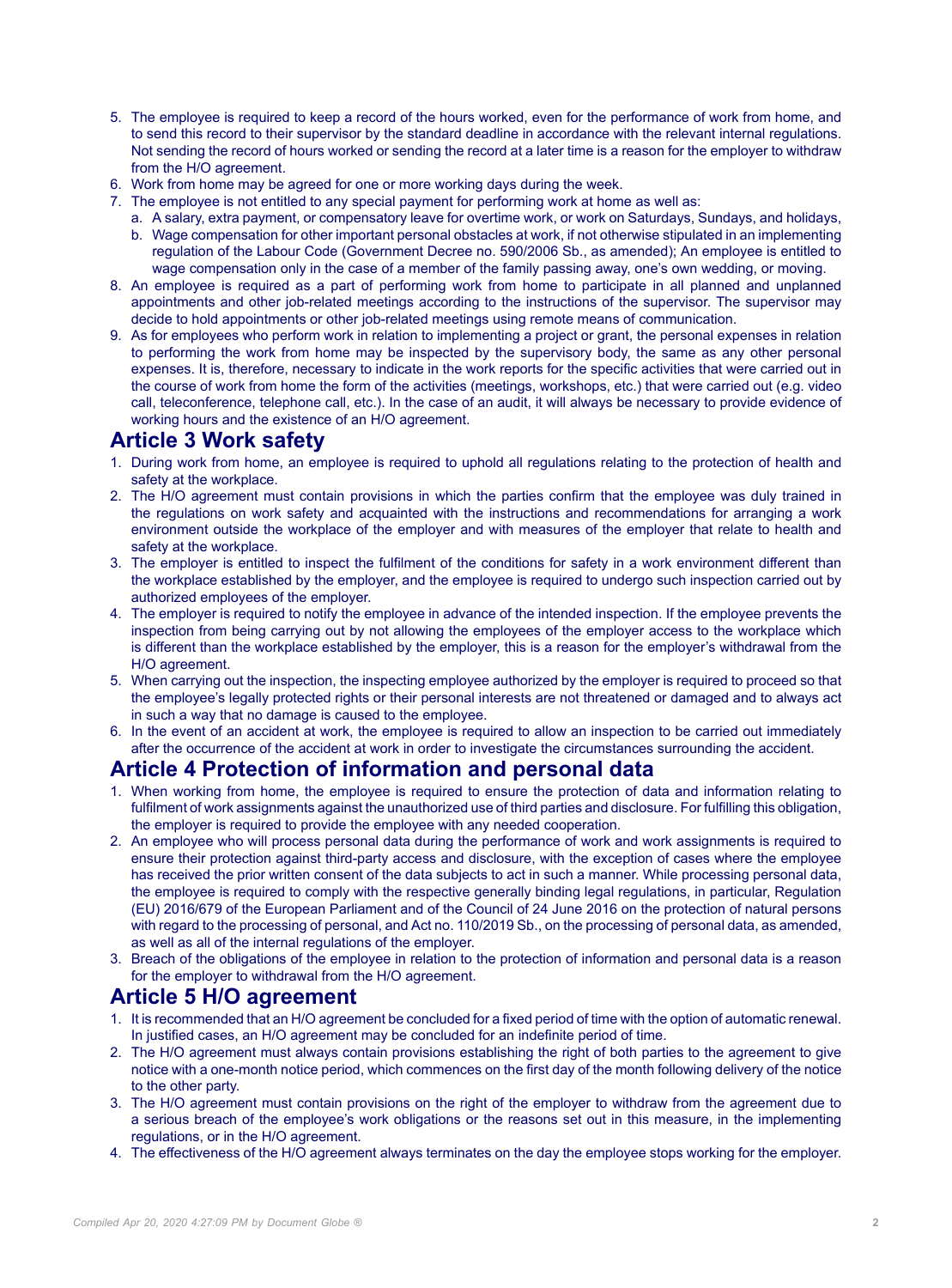5. The employee is required to keep a record of the hours worked, even for the performance of work from home, and to send this record to their supervisor by the standard deadline in accordance with the relevant internal regulations. Not sending the record of hours worked or sending the record at a later time is a reason for the employer to withdraw from the H/O agreement.
6. Work from home may be agreed for one or more working days during the week.
7. The employee is not entitled to any special payment for performing work at home as well as:
   a. A salary, extra payment, or compensatory leave for overtime work, or work on Saturdays, Sundays, and holidays,
   b. Wage compensation for other important personal obstacles at work, if not otherwise stipulated in an implementing regulation of the Labour Code (Government Decree no. 590/2006 Sb., as amended); An employee is entitled to wage compensation only in the case of a member of the family passing away, one's own wedding, or moving.
8. An employee is required as a part of performing work from home to participate in all planned and unplanned appointments and other job-related meetings according to the instructions of the supervisor. The supervisor may decide to hold appointments or other job-related meetings using remote means of communication.
9. As for employees who perform work in relation to implementing a project or grant, the personal expenses in relation to performing the work from home may be inspected by the supervisory body, the same as any other personal expenses. It is, therefore, necessary to indicate in the work reports for the specific activities that were carried out in the course of work from home the form of the activities (meetings, workshops, etc.) that were carried out (e.g. video call, teleconference, telephone call, etc.). In the case of an audit, it will always be necessary to provide evidence of working hours and the existence of an H/O agreement.

## Article 3 Work safety

1. During work from home, an employee is required to uphold all regulations relating to the protection of health and safety at the workplace.
2. The H/O agreement must contain provisions in which the parties confirm that the employee was duly trained in the regulations on work safety and acquainted with the instructions and recommendations for arranging a work environment outside the workplace of the employer and with measures of the employer that relate to health and safety at the workplace.
3. The employer is entitled to inspect the fulfilment of the conditions for safety in a work environment different than the workplace established by the employer, and the employee is required to undergo such inspection carried out by authorized employees of the employer.
4. The employer is required to notify the employee in advance of the intended inspection. If the employee prevents the inspection from being carrying out by not allowing the employees of the employer access to the workplace which is different than the workplace established by the employer, this is a reason for the employer's withdrawal from the H/O agreement.
5. When carrying out the inspection, the inspecting employee authorized by the employer is required to proceed so that the employee's legally protected rights or their personal interests are not threatened or damaged and to always act in such a way that no damage is caused to the employee.
6. In the event of an accident at work, the employee is required to allow an inspection to be carried out immediately after the occurrence of the accident at work in order to investigate the circumstances surrounding the accident.

## Article 4 Protection of information and personal data

1. When working from home, the employee is required to ensure the protection of data and information relating to fulfilment of work assignments against the unauthorized use of third parties and disclosure. For fulfilling this obligation, the employer is required to provide the employee with any needed cooperation.
2. An employee who will process personal data during the performance of work and work assignments is required to ensure their protection against third-party access and disclosure, with the exception of cases where the employee has received the prior written consent of the data subjects to act in such a manner. While processing personal data, the employee is required to comply with the respective generally binding legal regulations, in particular, Regulation (EU) 2016/679 of the European Parliament and of the Council of 24 June 2016 on the protection of natural persons with regard to the processing of personal, and Act no. 110/2019 Sb., on the processing of personal data, as amended, as well as all of the internal regulations of the employer.
3. Breach of the obligations of the employee in relation to the protection of information and personal data is a reason for the employer to withdrawal from the H/O agreement.

## Article 5 H/O agreement

1. It is recommended that an H/O agreement be concluded for a fixed period of time with the option of automatic renewal. In justified cases, an H/O agreement may be concluded for an indefinite period of time.
2. The H/O agreement must always contain provisions establishing the right of both parties to the agreement to give notice with a one-month notice period, which commences on the first day of the month following delivery of the notice to the other party.
3. The H/O agreement must contain provisions on the right of the employer to withdraw from the agreement due to a serious breach of the employee's work obligations or the reasons set out in this measure, in the implementing regulations, or in the H/O agreement.
4. The effectiveness of the H/O agreement always terminates on the day the employee stops working for the employer.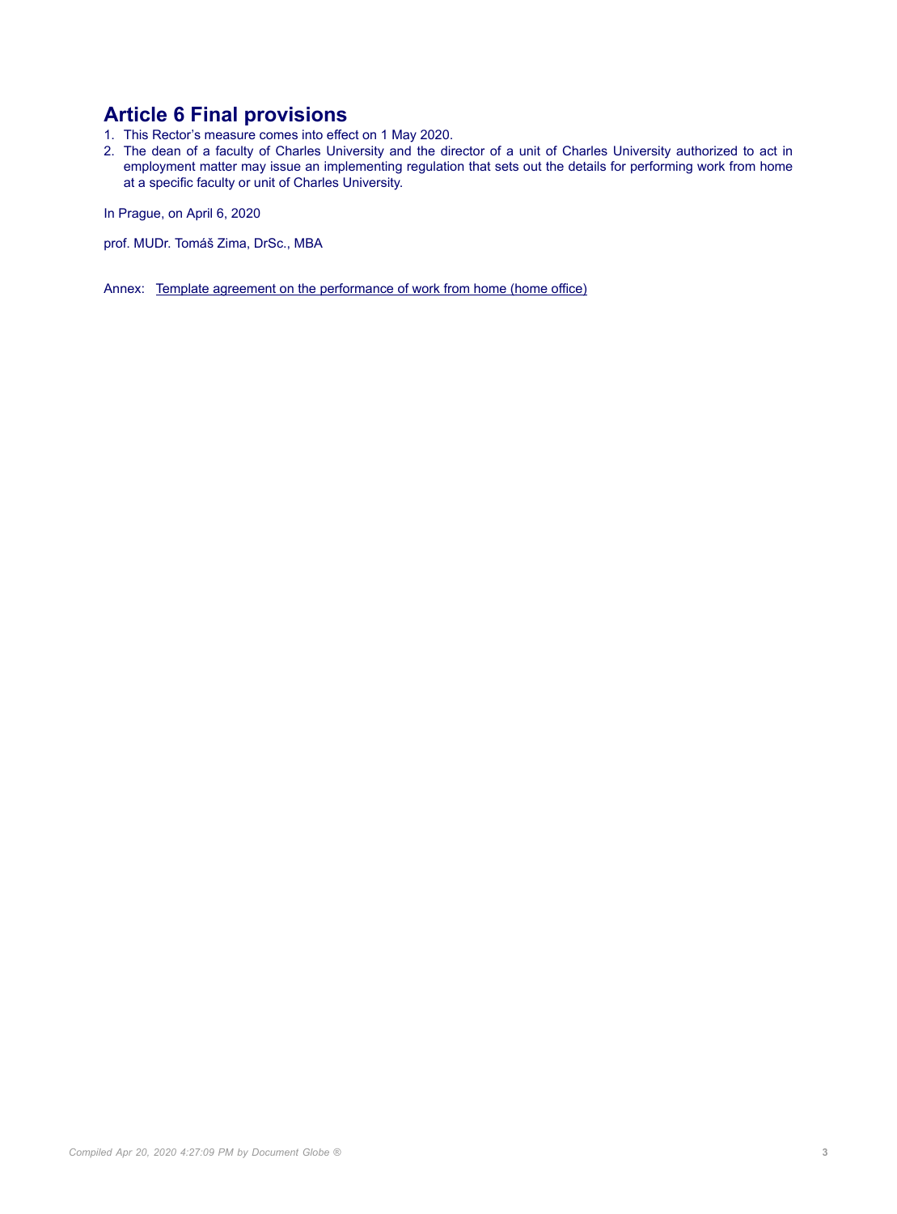## Article 6 Final provisions

1. This Rector's measure comes into effect on 1 May 2020.
2. The dean of a faculty of Charles University and the director of a unit of Charles University authorized to act in employment matter may issue an implementing regulation that sets out the details for performing work from home at a specific faculty or unit of Charles University.

In Prague, on April 6, 2020

prof. MUDr. Tomáš Zima, DrSc., MBA

Annex: Template agreement on the performance of work from home (home office)